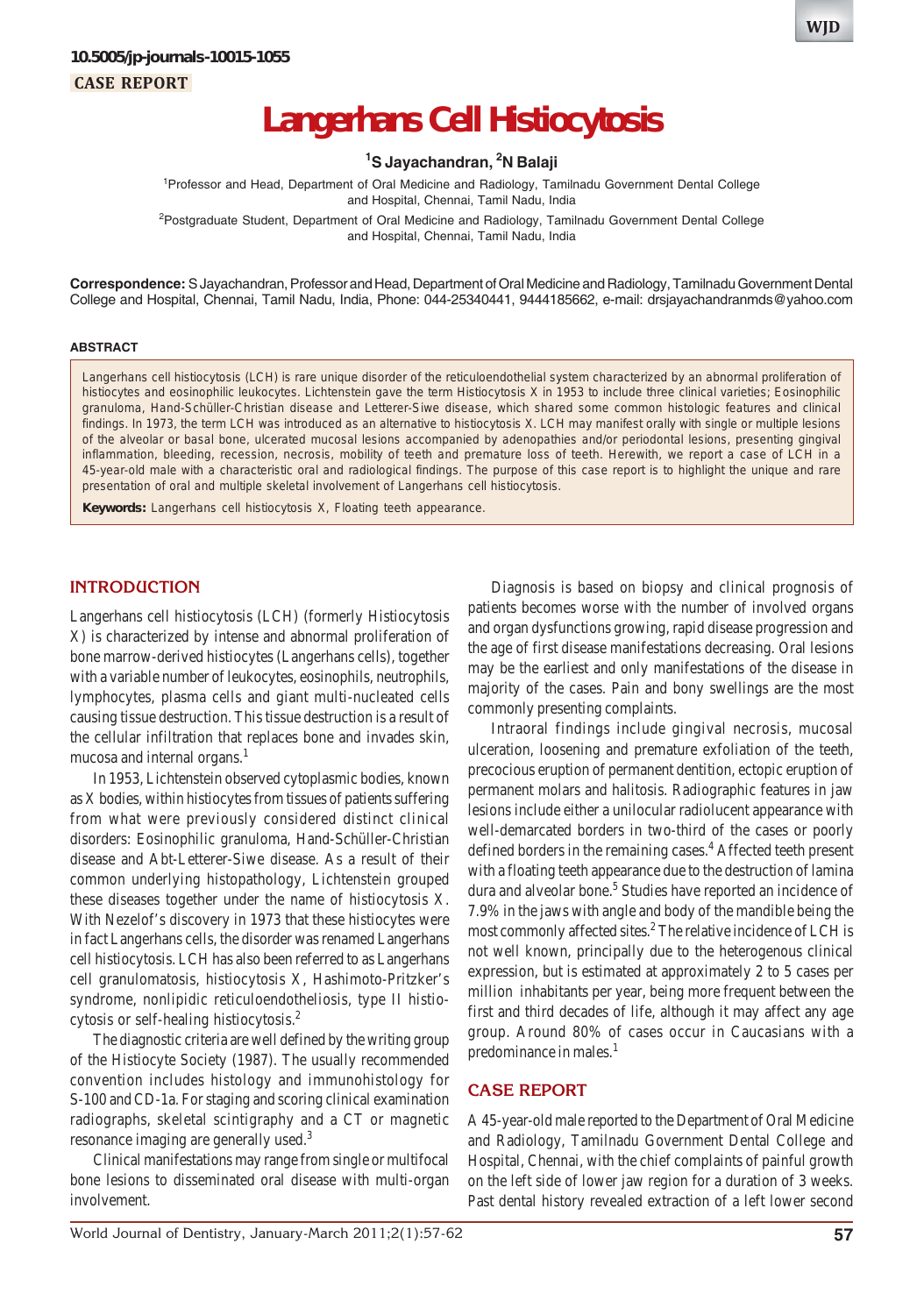10.5005/jp-journals-10015-1055

CASE REPORT

# Langerhans Cell Histiocytosis

[1]S Jayachandran, [2]N Balaji

[1]Professor and Head, Department of Oral Medicine and Radiology, Tamilnadu Government Dental College and Hospital, Chennai, Tamil Nadu, India

[2]Postgraduate Student, Department of Oral Medicine and Radiology, Tamilnadu Government Dental College and Hospital, Chennai, Tamil Nadu, India

**Correspondence:** S Jayachandran, Professor and Head, Department of Oral Medicine and Radiology, Tamilnadu Government Dental College and Hospital, Chennai, Tamil Nadu, India, Phone: 044-25340441, 9444185662, e-mail: drsjayachandranmds@yahoo.com

## ABSTRACT

Langerhans cell histiocytosis (LCH) is rare unique disorder of the reticuloendothelial system characterized by an abnormal proliferation of histiocytes and eosinophilic leukocytes. Lichtenstein gave the term Histiocytosis X in 1953 to include three clinical varieties; Eosinophilic granuloma, Hand-Schüller-Christian disease and Letterer-Siwe disease, which shared some common histologic features and clinical findings. In 1973, the term LCH was introduced as an alternative to histiocytosis X. LCH may manifest orally with single or multiple lesions of the alveolar or basal bone, ulcerated mucosal lesions accompanied by adenopathies and/or periodontal lesions, presenting gingival inflammation, bleeding, recession, necrosis, mobility of teeth and premature loss of teeth. Herewith, we report a case of LCH in a 45-year-old male with a characteristic oral and radiological findings. The purpose of this case report is to highlight the unique and rare presentation of oral and multiple skeletal involvement of Langerhans cell histiocytosis.

**Keywords:** Langerhans cell histiocytosis X, Floating teeth appearance.

## INTRODUCTION

Langerhans cell histiocytosis (LCH) (formerly Histiocytosis X) is characterized by intense and abnormal proliferation of bone marrow-derived histiocytes (Langerhans cells), together with a variable number of leukocytes, eosinophils, neutrophils, lymphocytes, plasma cells and giant multi-nucleated cells causing tissue destruction. This tissue destruction is a result of the cellular infiltration that replaces bone and invades skin, mucosa and internal organs.[1]

In 1953, Lichtenstein observed cytoplasmic bodies, known as X bodies, within histiocytes from tissues of patients suffering from what were previously considered distinct clinical disorders: Eosinophilic granuloma, Hand-Schüller-Christian disease and Abt-Letterer-Siwe disease. As a result of their common underlying histopathology, Lichtenstein grouped these diseases together under the name of histiocytosis X. With Nezelof's discovery in 1973 that these histiocytes were in fact Langerhans cells, the disorder was renamed Langerhans cell histiocytosis. LCH has also been referred to as Langerhans cell granulomatosis, histiocytosis X, Hashimoto-Pritzker's syndrome, nonlipidic reticuloendotheliosis, type II histiocytosis or self-healing histiocytosis.[2]

The diagnostic criteria are well defined by the writing group of the Histiocyte Society (1987). The usually recommended convention includes histology and immunohistology for S-100 and CD-1a. For staging and scoring clinical examination radiographs, skeletal scintigraphy and a CT or magnetic resonance imaging are generally used.[3]

Clinical manifestations may range from single or multifocal bone lesions to disseminated oral disease with multi-organ involvement.

Diagnosis is based on biopsy and clinical prognosis of patients becomes worse with the number of involved organs and organ dysfunctions growing, rapid disease progression and the age of first disease manifestations decreasing. Oral lesions may be the earliest and only manifestations of the disease in majority of the cases. Pain and bony swellings are the most commonly presenting complaints.

Intraoral findings include gingival necrosis, mucosal ulceration, loosening and premature exfoliation of the teeth, precocious eruption of permanent dentition, ectopic eruption of permanent molars and halitosis. Radiographic features in jaw lesions include either a unilocular radiolucent appearance with well-demarcated borders in two-third of the cases or poorly defined borders in the remaining cases.[4] Affected teeth present with a floating teeth appearance due to the destruction of lamina dura and alveolar bone.[5] Studies have reported an incidence of 7.9% in the jaws with angle and body of the mandible being the most commonly affected sites.[2] The relative incidence of LCH is not well known, principally due to the heterogenous clinical expression, but is estimated at approximately 2 to 5 cases per million inhabitants per year, being more frequent between the first and third decades of life, although it may affect any age group. Around 80% of cases occur in Caucasians with a predominance in males.[1]

## CASE REPORT

A 45-year-old male reported to the Department of Oral Medicine and Radiology, Tamilnadu Government Dental College and Hospital, Chennai, with the chief complaints of painful growth on the left side of lower jaw region for a duration of 3 weeks. Past dental history revealed extraction of a left lower second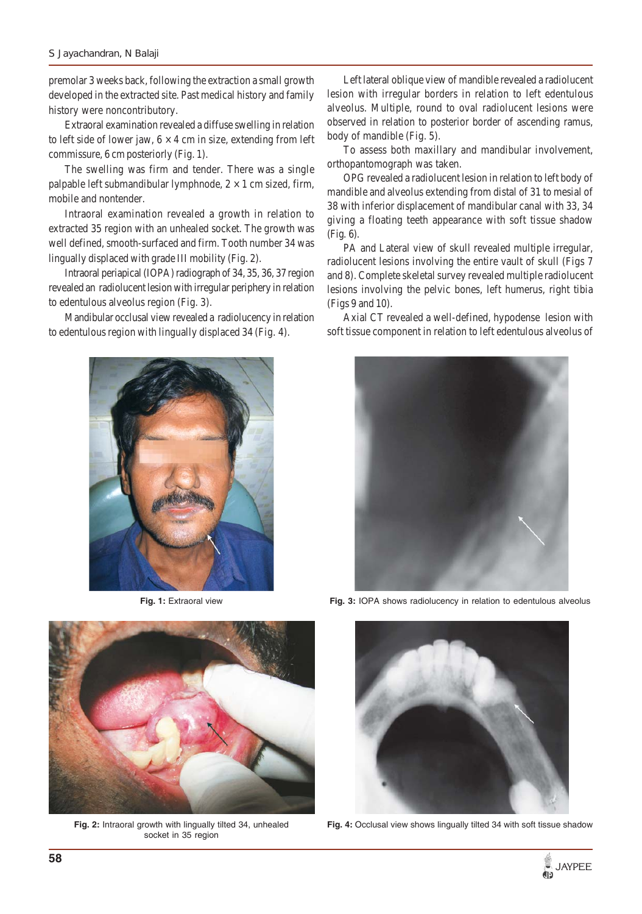premolar 3 weeks back, following the extraction a small growth developed in the extracted site. Past medical history and family history were noncontributory.

Extraoral examination revealed a diffuse swelling in relation to left side of lower jaw, 6 × 4 cm in size, extending from left commissure, 6 cm posteriorly (Fig. 1).

The swelling was firm and tender. There was a single palpable left submandibular lymphnode, 2 × 1 cm sized, firm, mobile and nontender.

Intraoral examination revealed a growth in relation to extracted 35 region with an unhealed socket. The growth was well defined, smooth-surfaced and firm. Tooth number 34 was lingually displaced with grade III mobility (Fig. 2).

Intraoral periapical (IOPA) radiograph of 34, 35, 36, 37 region revealed an radiolucent lesion with irregular periphery in relation to edentulous alveolus region (Fig. 3).

Mandibular occlusal view revealed a radiolucency in relation to edentulous region with lingually displaced 34 (Fig. 4).

Left lateral oblique view of mandible revealed a radiolucent lesion with irregular borders in relation to left edentulous alveolus. Multiple, round to oval radiolucent lesions were observed in relation to posterior border of ascending ramus, body of mandible (Fig. 5).

To assess both maxillary and mandibular involvement, orthopantomograph was taken.

OPG revealed a radiolucent lesion in relation to left body of mandible and alveolus extending from distal of 31 to mesial of 38 with inferior displacement of mandibular canal with 33, 34 giving a floating teeth appearance with soft tissue shadow (Fig. 6).

PA and Lateral view of skull revealed multiple irregular, radiolucent lesions involving the entire vault of skull (Figs 7 and 8). Complete skeletal survey revealed multiple radiolucent lesions involving the pelvic bones, left humerus, right tibia (Figs 9 and 10).

Axial CT revealed a well-defined, hypodense lesion with soft tissue component in relation to left edentulous alveolus of

**Fig. 1:** Extraoral view

**Fig. 3:** IOPA shows radiolucency in relation to edentulous alveolus

**Fig. 2:** Intraoral growth with lingually tilted 34, unhealed socket in 35 region

**Fig. 4:** Occlusal view shows lingually tilted 34 with soft tissue shadow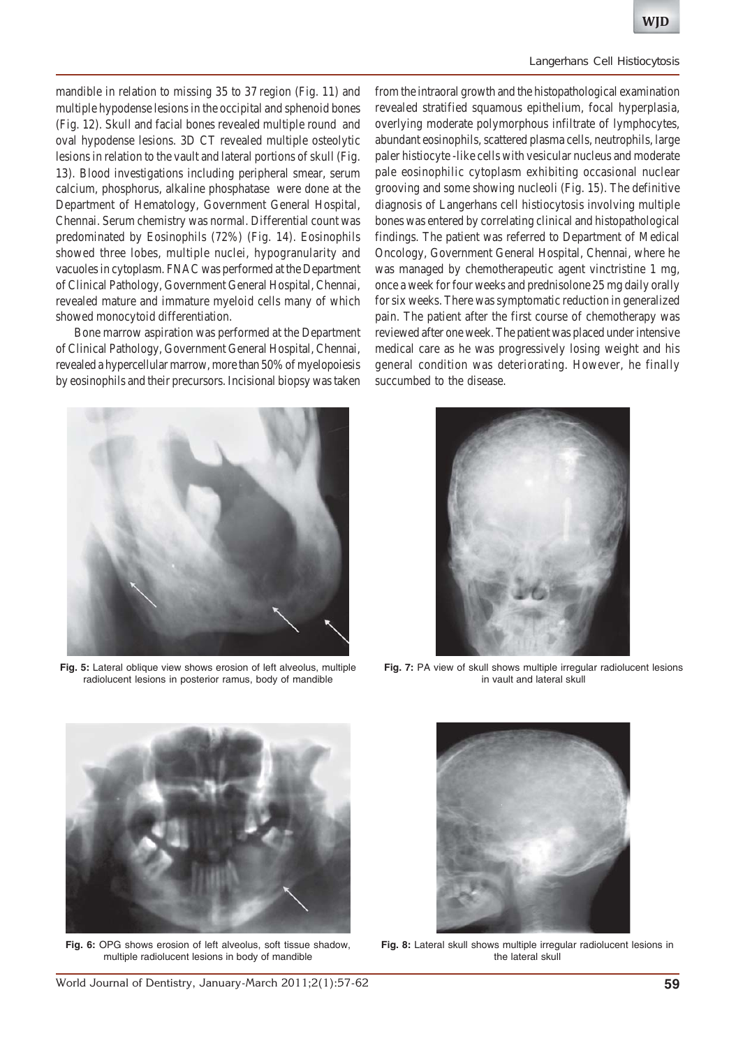mandible in relation to missing 35 to 37 region (Fig. 11) and multiple hypodense lesions in the occipital and sphenoid bones (Fig. 12). Skull and facial bones revealed multiple round and oval hypodense lesions. 3D CT revealed multiple osteolytic lesions in relation to the vault and lateral portions of skull (Fig. 13). Blood investigations including peripheral smear, serum calcium, phosphorus, alkaline phosphatase were done at the Department of Hematology, Government General Hospital, Chennai. Serum chemistry was normal. Differential count was predominated by Eosinophils (72%) (Fig. 14). Eosinophils showed three lobes, multiple nuclei, hypogranularity and vacuoles in cytoplasm. FNAC was performed at the Department of Clinical Pathology, Government General Hospital, Chennai, revealed mature and immature myeloid cells many of which showed monocytoid differentiation.

Bone marrow aspiration was performed at the Department of Clinical Pathology, Government General Hospital, Chennai, revealed a hypercellular marrow, more than 50% of myelopoiesis by eosinophils and their precursors. Incisional biopsy was taken from the intraoral growth and the histopathological examination revealed stratified squamous epithelium, focal hyperplasia, overlying moderate polymorphous infiltrate of lymphocytes, abundant eosinophils, scattered plasma cells, neutrophils, large paler histiocyte -like cells with vesicular nucleus and moderate pale eosinophilic cytoplasm exhibiting occasional nuclear grooving and some showing nucleoli (Fig. 15). The definitive diagnosis of Langerhans cell histiocytosis involving multiple bones was entered by correlating clinical and histopathological findings. The patient was referred to Department of Medical Oncology, Government General Hospital, Chennai, where he was managed by chemotherapeutic agent vinctristine 1 mg, once a week for four weeks and prednisolone 25 mg daily orally for six weeks. There was symptomatic reduction in generalized pain. The patient after the first course of chemotherapy was reviewed after one week. The patient was placed under intensive medical care as he was progressively losing weight and his general condition was deteriorating. However, he finally succumbed to the disease.

**Fig. 5:** Lateral oblique view shows erosion of left alveolus, multiple radiolucent lesions in posterior ramus, body of mandible

**Fig. 7:** PA view of skull shows multiple irregular radiolucent lesions in vault and lateral skull

**Fig. 6:** OPG shows erosion of left alveolus, soft tissue shadow, multiple radiolucent lesions in body of mandible

**Fig. 8:** Lateral skull shows multiple irregular radiolucent lesions in the lateral skull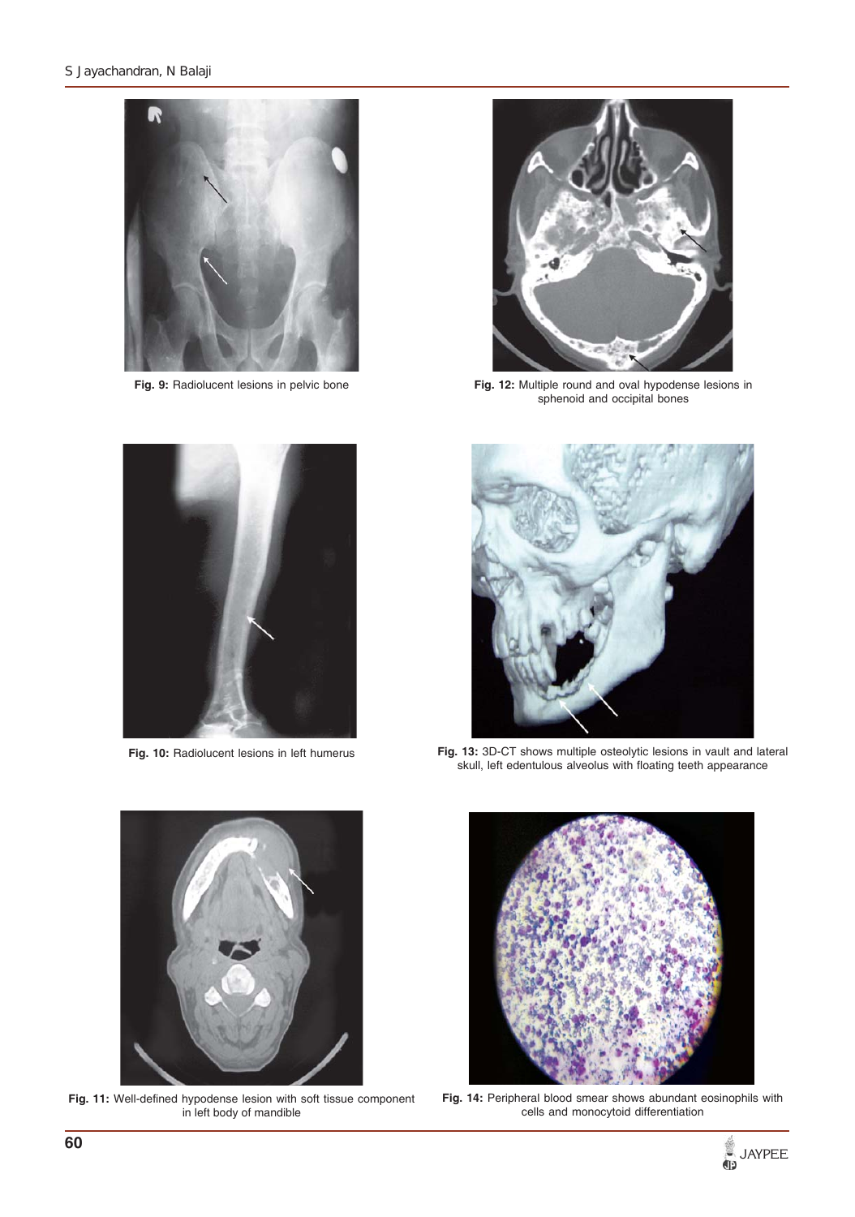Fig. 9: Radiolucent lesions in pelvic bone

Fig. 12: Multiple round and oval hypodense lesions in sphenoid and occipital bones

Fig. 10: Radiolucent lesions in left humerus

Fig. 13: 3D-CT shows multiple osteolytic lesions in vault and lateral skull, left edentulous alveolus with floating teeth appearance

Fig. 11: Well-defined hypodense lesion with soft tissue component in left body of mandible

Fig. 14: Peripheral blood smear shows abundant eosinophils with cells and monocytoid differentiation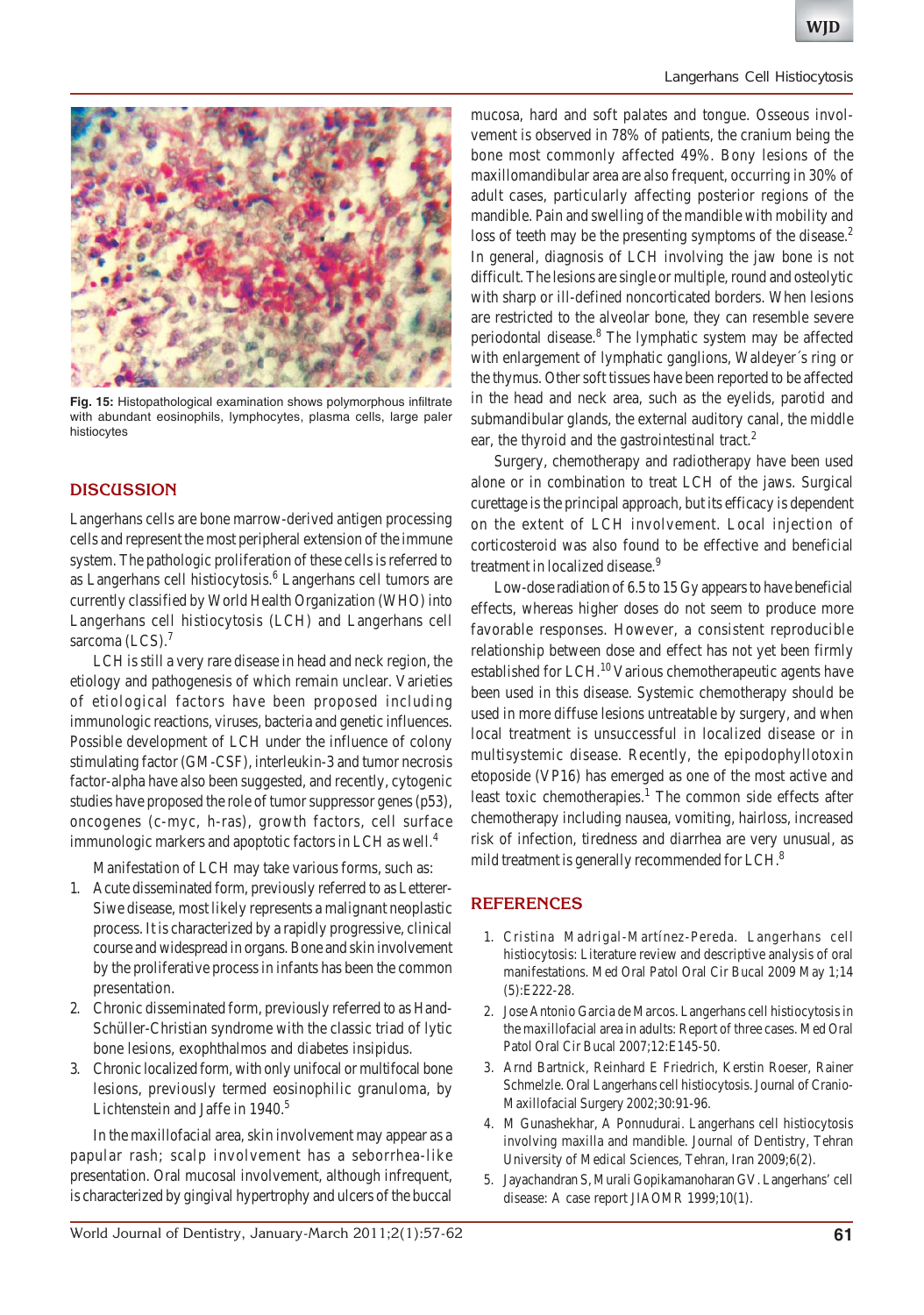**Fig. 15:** Histopathological examination shows polymorphous infiltrate with abundant eosinophils, lymphocytes, plasma cells, large paler histiocytes

## DISCUSSION

Langerhans cells are bone marrow-derived antigen processing cells and represent the most peripheral extension of the immune system. The pathologic proliferation of these cells is referred to as Langerhans cell histiocytosis.[6] Langerhans cell tumors are currently classified by World Health Organization (WHO) into Langerhans cell histiocytosis (LCH) and Langerhans cell sarcoma (LCS).[7]

LCH is still a very rare disease in head and neck region, the etiology and pathogenesis of which remain unclear. Varieties of etiological factors have been proposed including immunologic reactions, viruses, bacteria and genetic influences. Possible development of LCH under the influence of colony stimulating factor (GM-CSF), interleukin-3 and tumor necrosis factor-alpha have also been suggested, and recently, cytogenic studies have proposed the role of tumor suppressor genes (p53), oncogenes (c-myc, h-ras), growth factors, cell surface immunologic markers and apoptotic factors in LCH as well.[4]

Manifestation of LCH may take various forms, such as:

1. Acute disseminated form, previously referred to as Letterer-Siwe disease, most likely represents a malignant neoplastic process. It is characterized by a rapidly progressive, clinical course and widespread in organs. Bone and skin involvement by the proliferative process in infants has been the common presentation.
2. Chronic disseminated form, previously referred to as Hand-Schüller-Christian syndrome with the classic triad of lytic bone lesions, exophthalmos and diabetes insipidus.
3. Chronic localized form, with only unifocal or multifocal bone lesions, previously termed eosinophilic granuloma, by Lichtenstein and Jaffe in 1940.[5]

In the maxillofacial area, skin involvement may appear as a papular rash; scalp involvement has a seborrhea-like presentation. Oral mucosal involvement, although infrequent, is characterized by gingival hypertrophy and ulcers of the buccal mucosa, hard and soft palates and tongue. Osseous involvement is observed in 78% of patients, the cranium being the bone most commonly affected 49%. Bony lesions of the maxillomandibular area are also frequent, occurring in 30% of adult cases, particularly affecting posterior regions of the mandible. Pain and swelling of the mandible with mobility and loss of teeth may be the presenting symptoms of the disease.[2] In general, diagnosis of LCH involving the jaw bone is not difficult. The lesions are single or multiple, round and osteolytic with sharp or ill-defined noncorticated borders. When lesions are restricted to the alveolar bone, they can resemble severe periodontal disease.[8] The lymphatic system may be affected with enlargement of lymphatic ganglions, Waldeyer´s ring or the thymus. Other soft tissues have been reported to be affected in the head and neck area, such as the eyelids, parotid and submandibular glands, the external auditory canal, the middle ear, the thyroid and the gastrointestinal tract.[2]

Surgery, chemotherapy and radiotherapy have been used alone or in combination to treat LCH of the jaws. Surgical curettage is the principal approach, but its efficacy is dependent on the extent of LCH involvement. Local injection of corticosteroid was also found to be effective and beneficial treatment in localized disease.[9]

Low-dose radiation of 6.5 to 15 Gy appears to have beneficial effects, whereas higher doses do not seem to produce more favorable responses. However, a consistent reproducible relationship between dose and effect has not yet been firmly established for LCH.[10] Various chemotherapeutic agents have been used in this disease. Systemic chemotherapy should be used in more diffuse lesions untreatable by surgery, and when local treatment is unsuccessful in localized disease or in multisystemic disease. Recently, the epipodophyllotoxin etoposide (VP16) has emerged as one of the most active and least toxic chemotherapies.[1] The common side effects after chemotherapy including nausea, vomiting, hairloss, increased risk of infection, tiredness and diarrhea are very unusual, as mild treatment is generally recommended for LCH.[8]

## REFERENCES

1. Cristina Madrigal-Martínez-Pereda. Langerhans cell histiocytosis: Literature review and descriptive analysis of oral manifestations. Med Oral Patol Oral Cir Bucal 2009 May 1;14 (5):E222-28.
2. Jose Antonio Garcia de Marcos. Langerhans cell histiocytosis in the maxillofacial area in adults: Report of three cases. Med Oral Patol Oral Cir Bucal 2007;12:E145-50.
3. Arnd Bartnick, Reinhard E Friedrich, Kerstin Roeser, Rainer Schmelzle. Oral Langerhans cell histiocytosis. Journal of Cranio-Maxillofacial Surgery 2002;30:91-96.
4. M Gunashekhar, A Ponnudurai. Langerhans cell histiocytosis involving maxilla and mandible. Journal of Dentistry, Tehran University of Medical Sciences, Tehran, Iran 2009;6(2).
5. Jayachandran S, Murali Gopikamanoharan GV. Langerhans' cell disease: A case report JIAOMR 1999;10(1).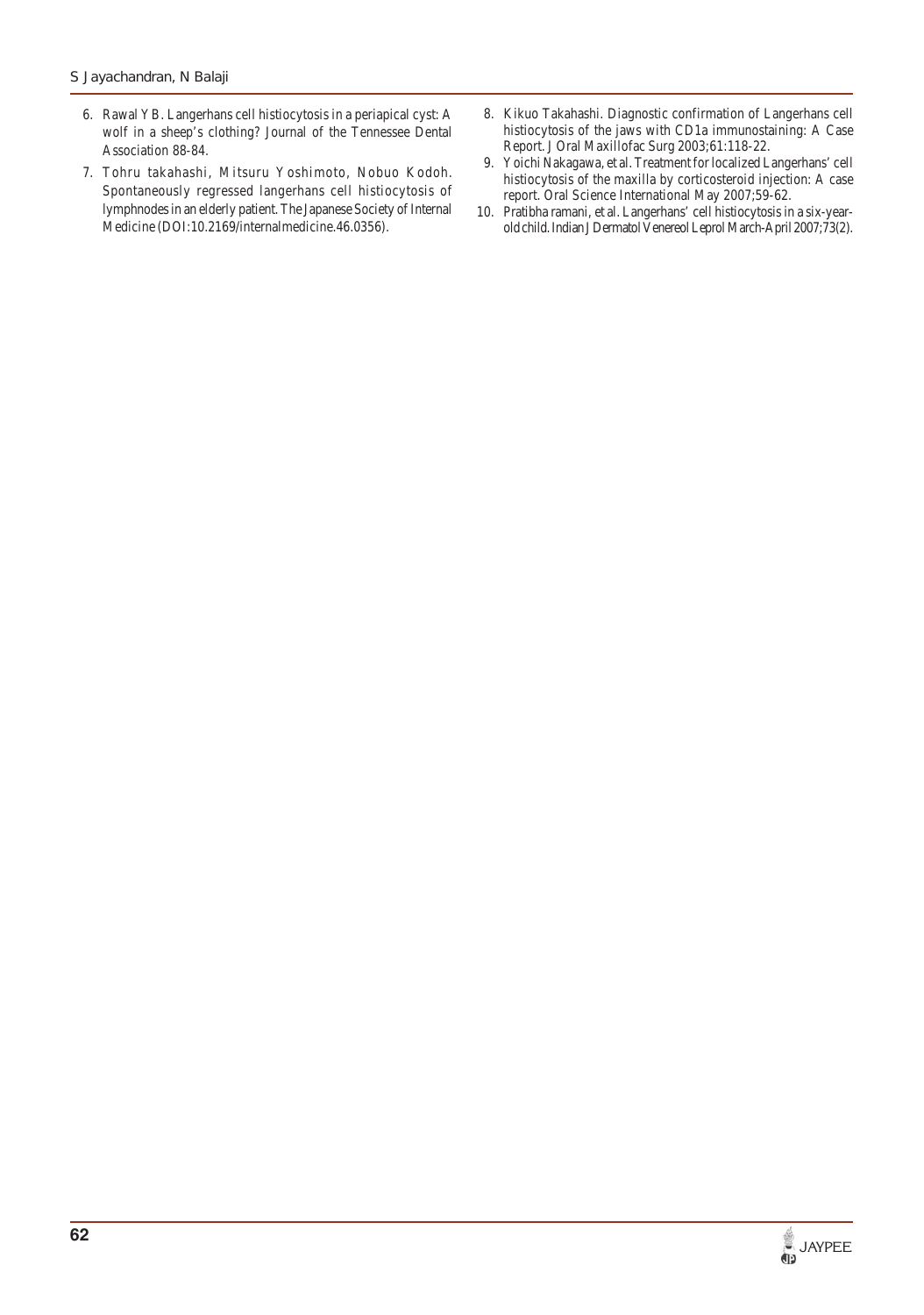6. Rawal YB. Langerhans cell histiocytosis in a periapical cyst: A wolf in a sheep's clothing? Journal of the Tennessee Dental Association 88-84.
7. Tohru takahashi, Mitsuru Yoshimoto, Nobuo Kodoh. Spontaneously regressed langerhans cell histiocytosis of lymphnodes in an elderly patient. The Japanese Society of Internal Medicine (DOI:10.2169/internalmedicine.46.0356).
8. Kikuo Takahashi. Diagnostic confirmation of Langerhans cell histiocytosis of the jaws with CD1a immunostaining: A Case Report. J Oral Maxillofac Surg 2003;61:118-22.
9. Yoichi Nakagawa, et al. Treatment for localized Langerhans' cell histiocytosis of the maxilla by corticosteroid injection: A case report. Oral Science International May 2007;59-62.
10. Pratibha ramani, et al. Langerhans' cell histiocytosis in a six-year-old child. Indian J Dermatol Venereol Leprol March-April 2007;73(2).